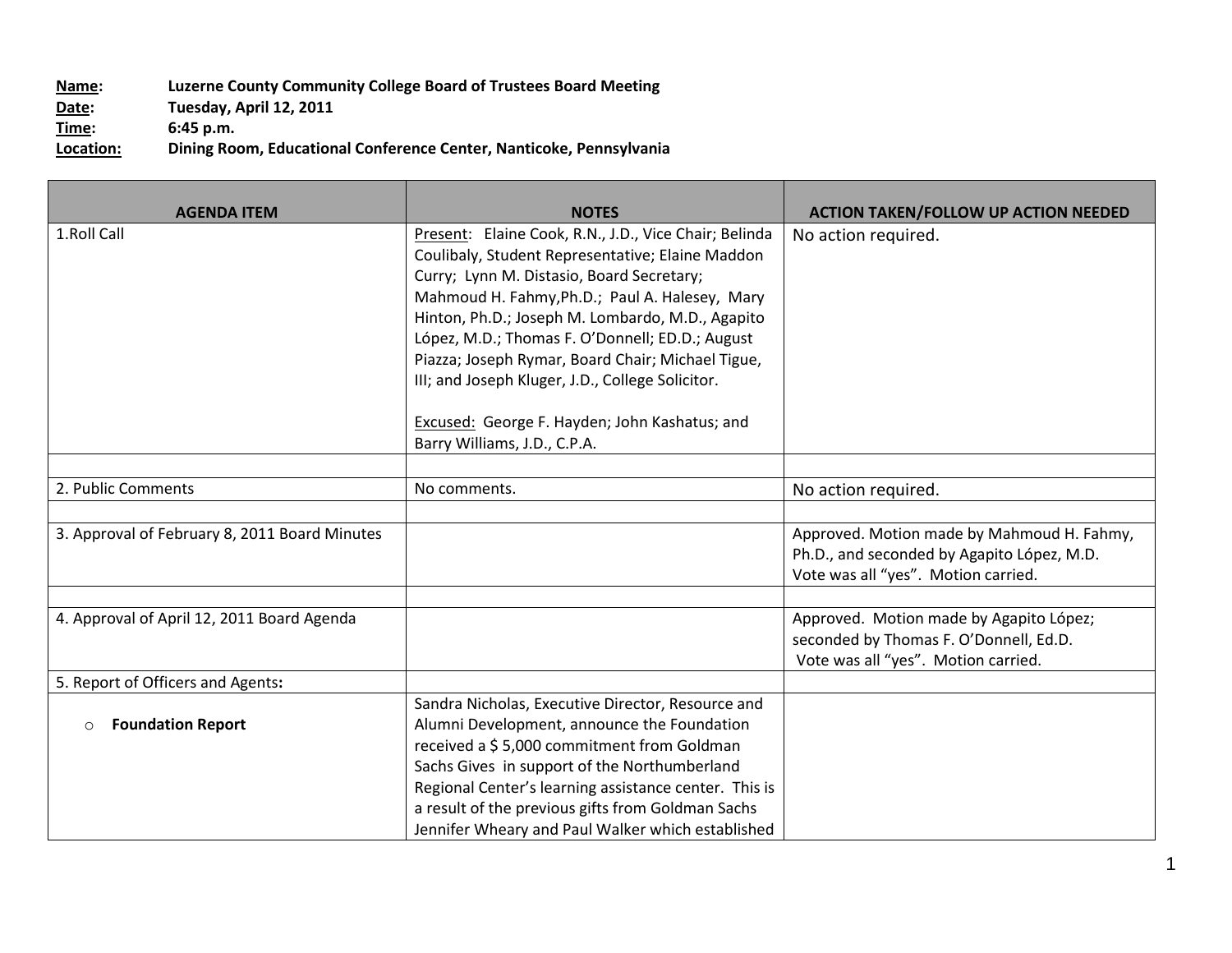**Name**: Luzerne County Community College Board of Trustees Board Meeting
**Date**: Tuesday, April 12, 2011
**Time**: 6:45 p.m.
**Location:** Dining Room, Educational Conference Center, Nanticoke, Pennsylvania

| AGENDA ITEM | NOTES | ACTION TAKEN/FOLLOW UP ACTION NEEDED |
|---|---|---|
| 1.Roll Call | Present: Elaine Cook, R.N., J.D., Vice Chair; Belinda Coulibaly, Student Representative; Elaine Maddon Curry; Lynn M. Distasio, Board Secretary; Mahmoud H. Fahmy,Ph.D.; Paul A. Halesey, Mary Hinton, Ph.D.; Joseph M. Lombardo, M.D., Agapito López, M.D.; Thomas F. O'Donnell; ED.D.; August Piazza; Joseph Rymar, Board Chair; Michael Tigue, III; and Joseph Kluger, J.D., College Solicitor.<br><br>Excused: George F. Hayden; John Kashatus; and Barry Williams, J.D., C.P.A. | No action required. |
| | | |
| 2. Public Comments | No comments. | No action required. |
| | | |
| 3. Approval of February 8, 2011 Board Minutes | | Approved. Motion made by Mahmoud H. Fahmy, Ph.D., and seconded by Agapito López, M.D. Vote was all "yes". Motion carried. |
| | | |
| 4. Approval of April 12, 2011 Board Agenda | | Approved. Motion made by Agapito López; seconded by Thomas F. O'Donnell, Ed.D. Vote was all "yes". Motion carried. |
| 5. Report of Officers and Agents**:** | | |
| ○ **Foundation Report** | Sandra Nicholas, Executive Director, Resource and Alumni Development, announce the Foundation received a $ 5,000 commitment from Goldman Sachs Gives in support of the Northumberland Regional Center's learning assistance center. This is a result of the previous gifts from Goldman Sachs Jennifer Wheary and Paul Walker which established | |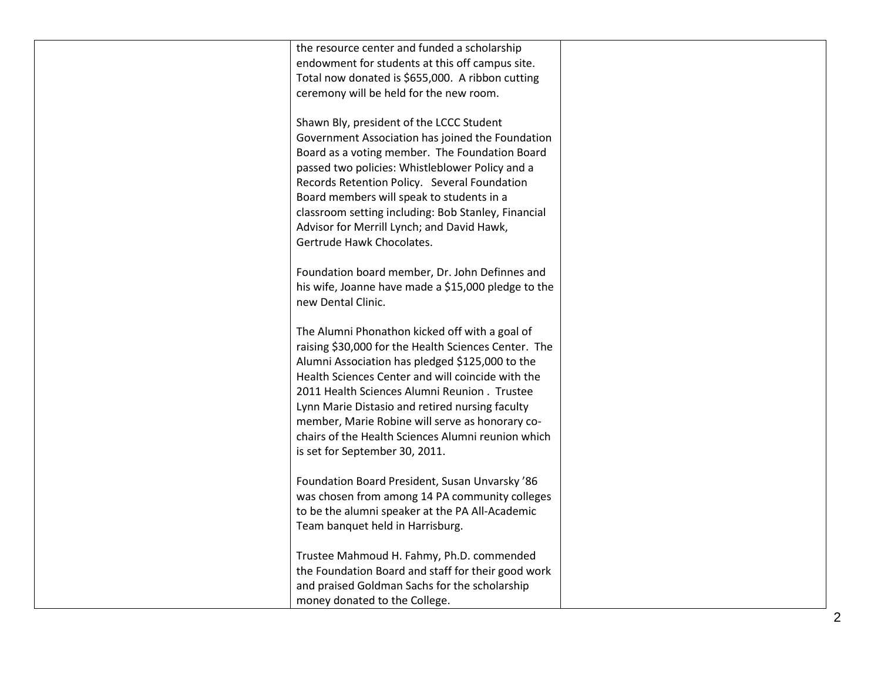| | | |
|---|---|---|
| | the resource center and funded a scholarship endowment for students at this off campus site. Total now donated is $655,000. A ribbon cutting ceremony will be held for the new room.<br><br>Shawn Bly, president of the LCCC Student Government Association has joined the Foundation Board as a voting member. The Foundation Board passed two policies: Whistleblower Policy and a Records Retention Policy. Several Foundation Board members will speak to students in a classroom setting including: Bob Stanley, Financial Advisor for Merrill Lynch; and David Hawk, Gertrude Hawk Chocolates.<br><br>Foundation board member, Dr. John Definnes and his wife, Joanne have made a $15,000 pledge to the new Dental Clinic.<br><br>The Alumni Phonathon kicked off with a goal of raising $30,000 for the Health Sciences Center. The Alumni Association has pledged $125,000 to the Health Sciences Center and will coincide with the 2011 Health Sciences Alumni Reunion . Trustee Lynn Marie Distasio and retired nursing faculty member, Marie Robine will serve as honorary co-chairs of the Health Sciences Alumni reunion which is set for September 30, 2011.<br><br>Foundation Board President, Susan Unvarsky '86 was chosen from among 14 PA community colleges to be the alumni speaker at the PA All-Academic Team banquet held in Harrisburg.<br><br>Trustee Mahmoud H. Fahmy, Ph.D. commended the Foundation Board and staff for their good work and praised Goldman Sachs for the scholarship money donated to the College. | |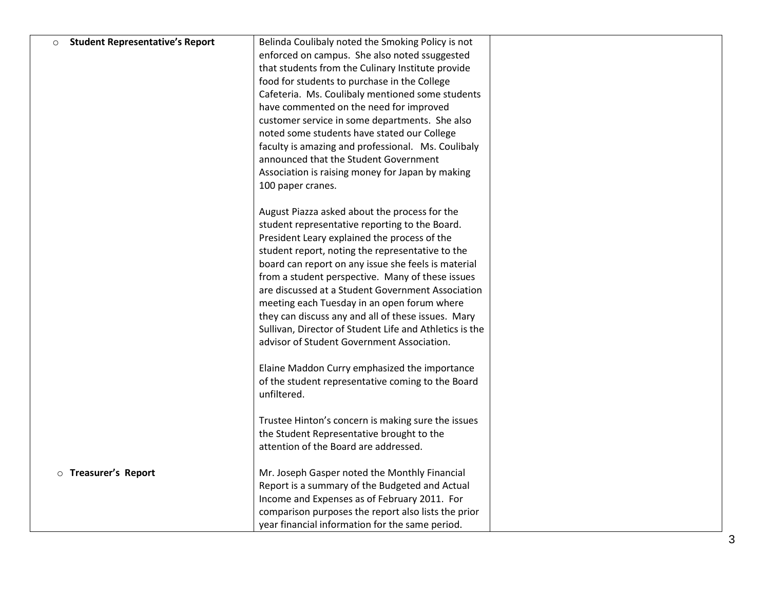| | | |
|---|---|---|
| ○ **Student Representative's Report** | Belinda Coulibaly noted the Smoking Policy is not enforced on campus. She also noted ssuggested that students from the Culinary Institute provide food for students to purchase in the College Cafeteria. Ms. Coulibaly mentioned some students have commented on the need for improved customer service in some departments. She also noted some students have stated our College faculty is amazing and professional. Ms. Coulibaly announced that the Student Government Association is raising money for Japan by making 100 paper cranes.<br><br>August Piazza asked about the process for the student representative reporting to the Board. President Leary explained the process of the student report, noting the representative to the board can report on any issue she feels is material from a student perspective. Many of these issues are discussed at a Student Government Association meeting each Tuesday in an open forum where they can discuss any and all of these issues. Mary Sullivan, Director of Student Life and Athletics is the advisor of Student Government Association.<br><br>Elaine Maddon Curry emphasized the importance of the student representative coming to the Board unfiltered.<br><br>Trustee Hinton's concern is making sure the issues the Student Representative brought to the attention of the Board are addressed. | |
| ○ **Treasurer's Report** | Mr. Joseph Gasper noted the Monthly Financial Report is a summary of the Budgeted and Actual Income and Expenses as of February 2011. For comparison purposes the report also lists the prior year financial information for the same period. | |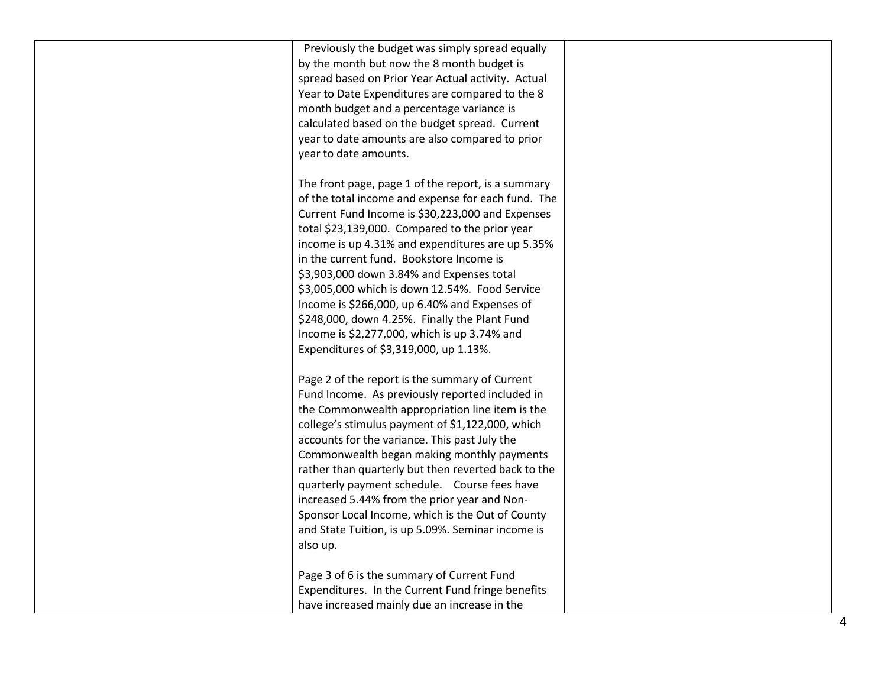| | | |
|---|---|---|
| | Previously the budget was simply spread equally by the month but now the 8 month budget is spread based on Prior Year Actual activity. Actual Year to Date Expenditures are compared to the 8 month budget and a percentage variance is calculated based on the budget spread. Current year to date amounts are also compared to prior year to date amounts.<br><br>The front page, page 1 of the report, is a summary of the total income and expense for each fund. The Current Fund Income is $30,223,000 and Expenses total $23,139,000. Compared to the prior year income is up 4.31% and expenditures are up 5.35% in the current fund. Bookstore Income is $3,903,000 down 3.84% and Expenses total $3,005,000 which is down 12.54%. Food Service Income is $266,000, up 6.40% and Expenses of $248,000, down 4.25%. Finally the Plant Fund Income is $2,277,000, which is up 3.74% and Expenditures of $3,319,000, up 1.13%.<br><br>Page 2 of the report is the summary of Current Fund Income. As previously reported included in the Commonwealth appropriation line item is the college's stimulus payment of $1,122,000, which accounts for the variance. This past July the Commonwealth began making monthly payments rather than quarterly but then reverted back to the quarterly payment schedule. Course fees have increased 5.44% from the prior year and Non-Sponsor Local Income, which is the Out of County and State Tuition, is up 5.09%. Seminar income is also up.<br><br>Page 3 of 6 is the summary of Current Fund Expenditures. In the Current Fund fringe benefits have increased mainly due an increase in the | |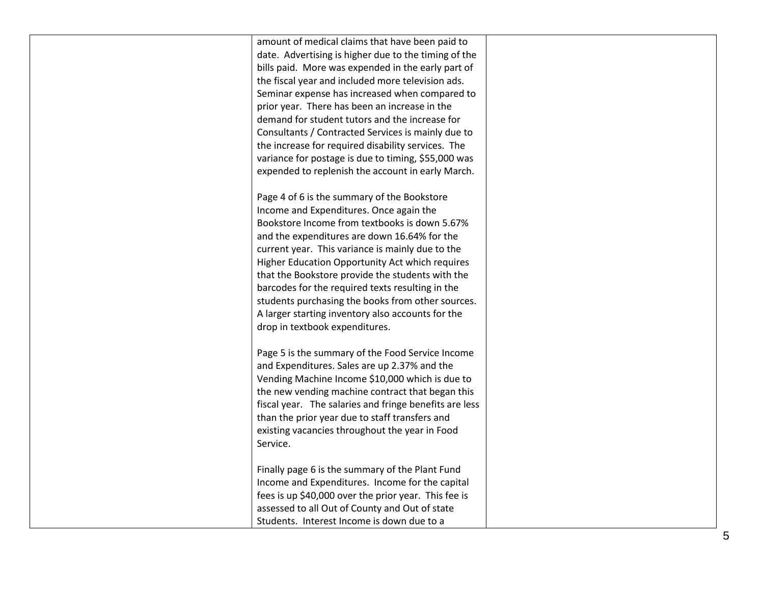| | | |
|---|---|---|
| | amount of medical claims that have been paid to date. Advertising is higher due to the timing of the bills paid. More was expended in the early part of the fiscal year and included more television ads. Seminar expense has increased when compared to prior year. There has been an increase in the demand for student tutors and the increase for Consultants / Contracted Services is mainly due to the increase for required disability services. The variance for postage is due to timing, \$55,000 was expended to replenish the account in early March.<br><br>Page 4 of 6 is the summary of the Bookstore Income and Expenditures. Once again the Bookstore Income from textbooks is down 5.67% and the expenditures are down 16.64% for the current year. This variance is mainly due to the Higher Education Opportunity Act which requires that the Bookstore provide the students with the barcodes for the required texts resulting in the students purchasing the books from other sources. A larger starting inventory also accounts for the drop in textbook expenditures.<br><br>Page 5 is the summary of the Food Service Income and Expenditures. Sales are up 2.37% and the Vending Machine Income \$10,000 which is due to the new vending machine contract that began this fiscal year. The salaries and fringe benefits are less than the prior year due to staff transfers and existing vacancies throughout the year in Food Service.<br><br>Finally page 6 is the summary of the Plant Fund Income and Expenditures. Income for the capital fees is up \$40,000 over the prior year. This fee is assessed to all Out of County and Out of state Students. Interest Income is down due to a | |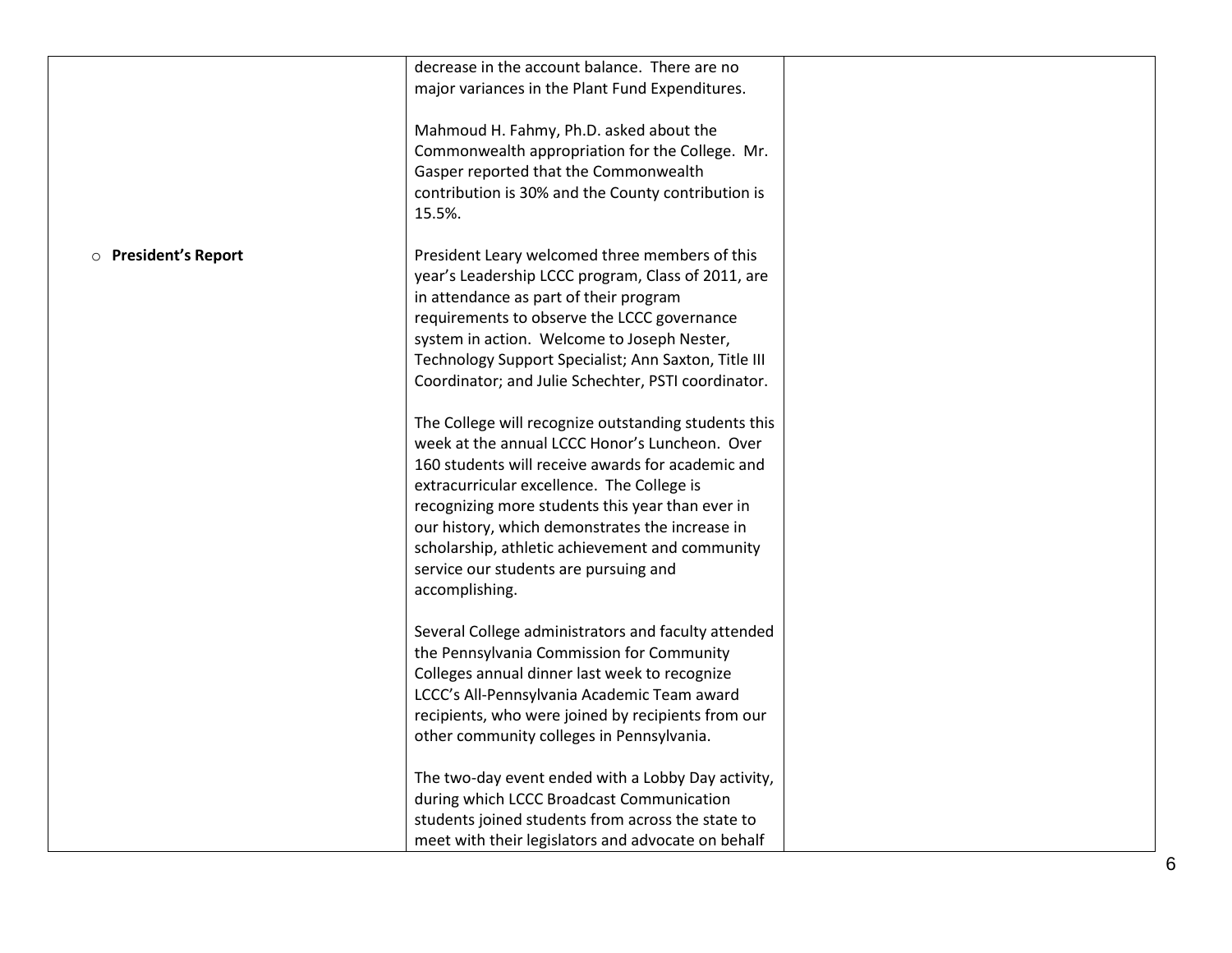| | | |
|---|---|---|
| | decrease in the account balance. There are no major variances in the Plant Fund Expenditures.<br><br>Mahmoud H. Fahmy, Ph.D. asked about the Commonwealth appropriation for the College. Mr. Gasper reported that the Commonwealth contribution is 30% and the County contribution is 15.5%. | |
| ○ **President's Report** | President Leary welcomed three members of this year's Leadership LCCC program, Class of 2011, are in attendance as part of their program requirements to observe the LCCC governance system in action. Welcome to Joseph Nester, Technology Support Specialist; Ann Saxton, Title III Coordinator; and Julie Schechter, PSTI coordinator.<br><br>The College will recognize outstanding students this week at the annual LCCC Honor's Luncheon. Over 160 students will receive awards for academic and extracurricular excellence. The College is recognizing more students this year than ever in our history, which demonstrates the increase in scholarship, athletic achievement and community service our students are pursuing and accomplishing.<br><br>Several College administrators and faculty attended the Pennsylvania Commission for Community Colleges annual dinner last week to recognize LCCC's All-Pennsylvania Academic Team award recipients, who were joined by recipients from our other community colleges in Pennsylvania.<br><br>The two-day event ended with a Lobby Day activity, during which LCCC Broadcast Communication students joined students from across the state to meet with their legislators and advocate on behalf | |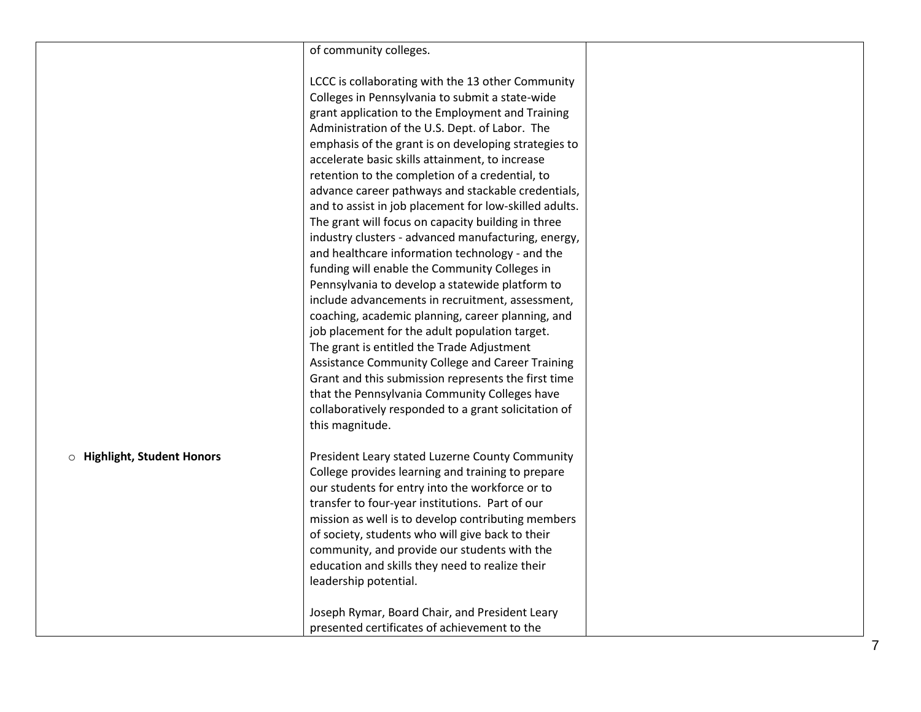| | | |
|---|---|---|
| | of community colleges.<br><br>LCCC is collaborating with the 13 other Community Colleges in Pennsylvania to submit a state-wide grant application to the Employment and Training Administration of the U.S. Dept. of Labor. The emphasis of the grant is on developing strategies to accelerate basic skills attainment, to increase retention to the completion of a credential, to advance career pathways and stackable credentials, and to assist in job placement for low-skilled adults. The grant will focus on capacity building in three industry clusters - advanced manufacturing, energy, and healthcare information technology - and the funding will enable the Community Colleges in Pennsylvania to develop a statewide platform to include advancements in recruitment, assessment, coaching, academic planning, career planning, and job placement for the adult population target. The grant is entitled the Trade Adjustment Assistance Community College and Career Training Grant and this submission represents the first time that the Pennsylvania Community Colleges have collaboratively responded to a grant solicitation of this magnitude. | |
| ○ **Highlight, Student Honors** | President Leary stated Luzerne County Community College provides learning and training to prepare our students for entry into the workforce or to transfer to four-year institutions. Part of our mission as well is to develop contributing members of society, students who will give back to their community, and provide our students with the education and skills they need to realize their leadership potential.<br><br>Joseph Rymar, Board Chair, and President Leary presented certificates of achievement to the | |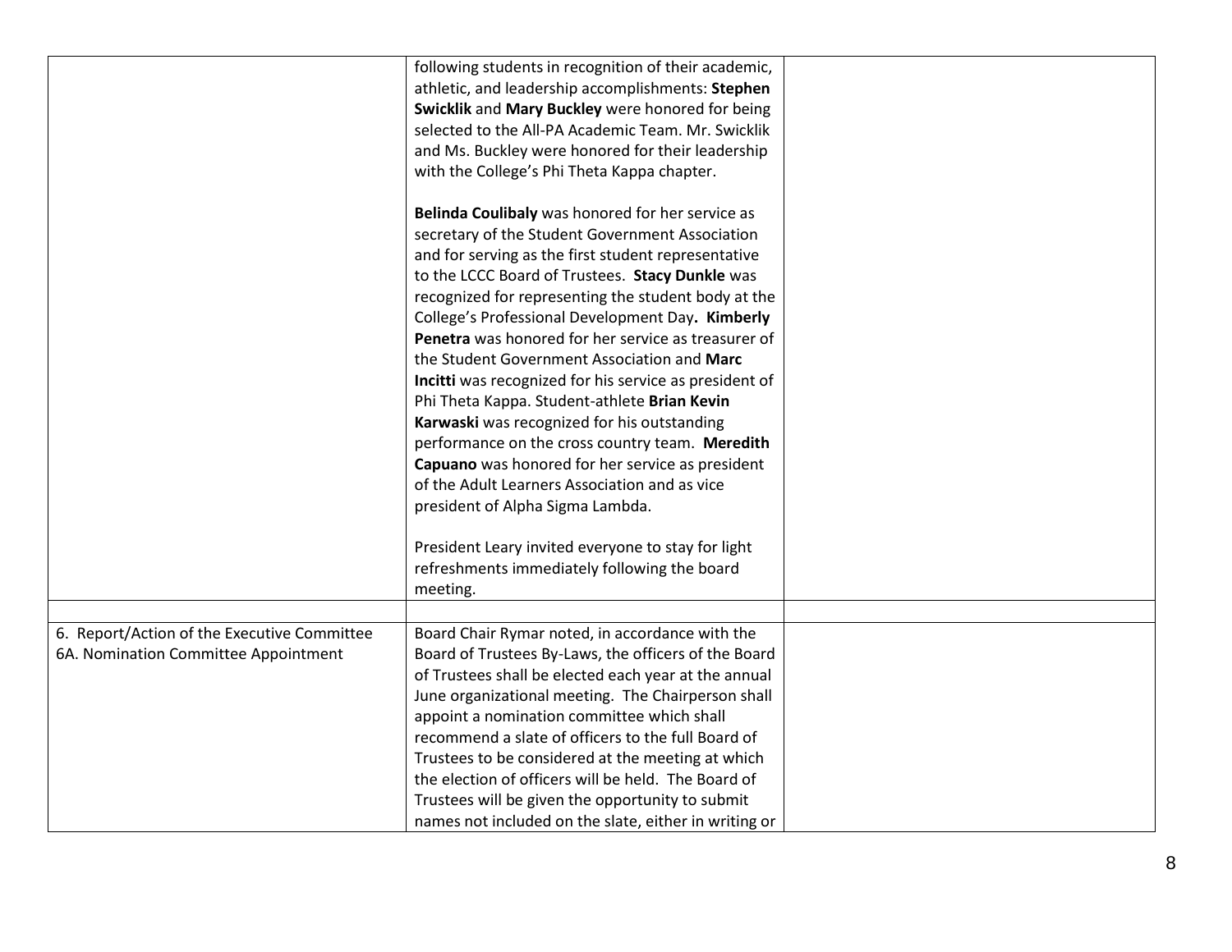| | | |
|---|---|---|
| | following students in recognition of their academic, athletic, and leadership accomplishments: **Stephen Swicklik** and **Mary Buckley** were honored for being selected to the All-PA Academic Team. Mr. Swicklik and Ms. Buckley were honored for their leadership with the College's Phi Theta Kappa chapter.<br><br>**Belinda Coulibaly** was honored for her service as secretary of the Student Government Association and for serving as the first student representative to the LCCC Board of Trustees. **Stacy Dunkle** was recognized for representing the student body at the College's Professional Development Day**. Kimberly Penetra** was honored for her service as treasurer of the Student Government Association and **Marc Incitti** was recognized for his service as president of Phi Theta Kappa. Student-athlete **Brian Kevin Karwaski** was recognized for his outstanding performance on the cross country team. **Meredith Capuano** was honored for her service as president of the Adult Learners Association and as vice president of Alpha Sigma Lambda.<br><br>President Leary invited everyone to stay for light refreshments immediately following the board meeting. | |
| | | |
| 6. Report/Action of the Executive Committee<br>6A. Nomination Committee Appointment | Board Chair Rymar noted, in accordance with the Board of Trustees By-Laws, the officers of the Board of Trustees shall be elected each year at the annual June organizational meeting. The Chairperson shall appoint a nomination committee which shall recommend a slate of officers to the full Board of Trustees to be considered at the meeting at which the election of officers will be held. The Board of Trustees will be given the opportunity to submit names not included on the slate, either in writing or | |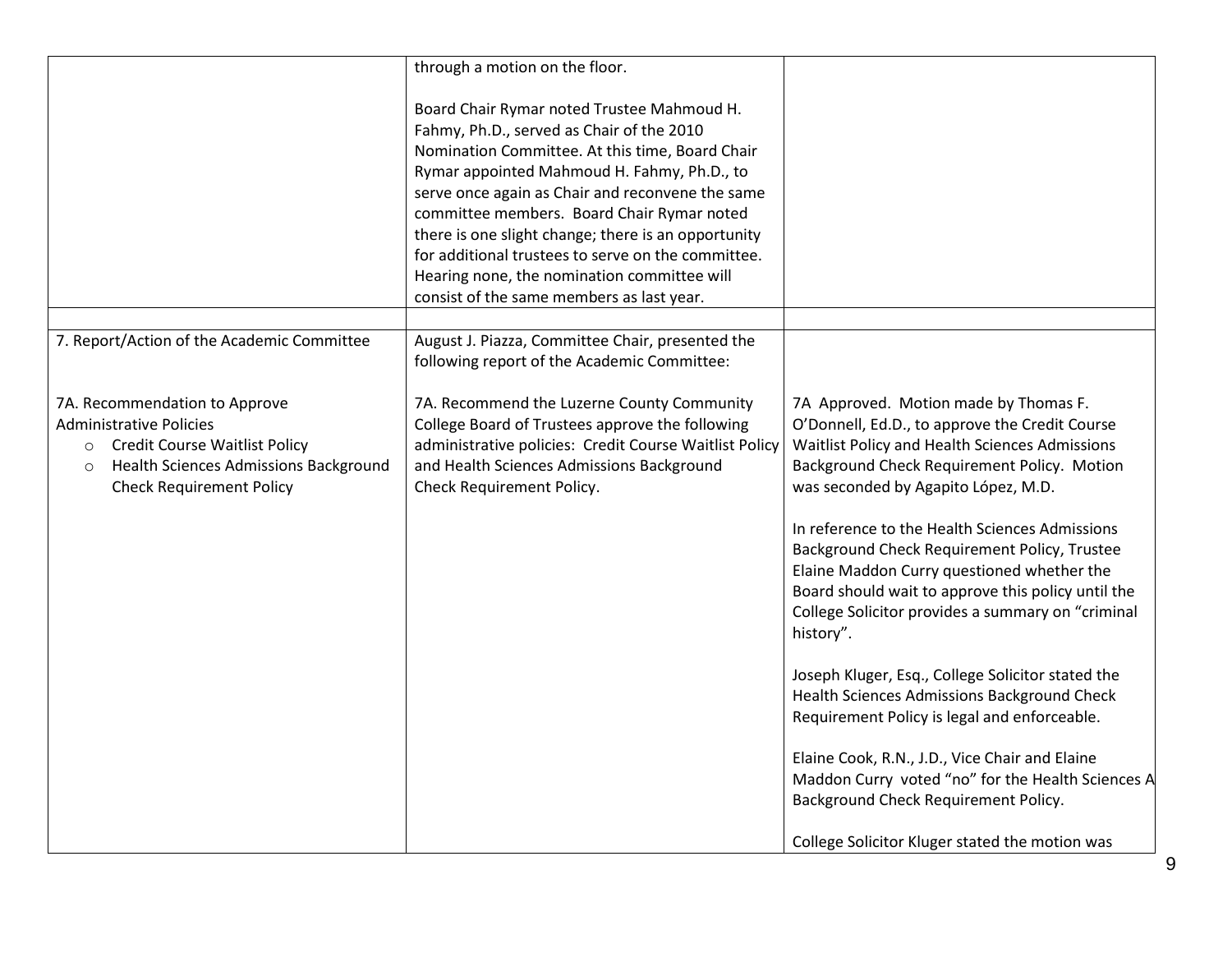| | | |
|---|---|---|
| | through a motion on the floor.<br><br>Board Chair Rymar noted Trustee Mahmoud H. Fahmy, Ph.D., served as Chair of the 2010 Nomination Committee. At this time, Board Chair Rymar appointed Mahmoud H. Fahmy, Ph.D., to serve once again as Chair and reconvene the same committee members. Board Chair Rymar noted there is one slight change; there is an opportunity for additional trustees to serve on the committee. Hearing none, the nomination committee will consist of the same members as last year. | |
| | | |
| 7. Report/Action of the Academic Committee<br><br>7A. Recommendation to Approve Administrative Policies<br>○ Credit Course Waitlist Policy<br>○ Health Sciences Admissions Background Check Requirement Policy | August J. Piazza, Committee Chair, presented the following report of the Academic Committee:<br><br>7A. Recommend the Luzerne County Community College Board of Trustees approve the following administrative policies: Credit Course Waitlist Policy and Health Sciences Admissions Background Check Requirement Policy. | 7A Approved. Motion made by Thomas F. O'Donnell, Ed.D., to approve the Credit Course Waitlist Policy and Health Sciences Admissions Background Check Requirement Policy. Motion was seconded by Agapito López, M.D.<br><br>In reference to the Health Sciences Admissions Background Check Requirement Policy, Trustee Elaine Maddon Curry questioned whether the Board should wait to approve this policy until the College Solicitor provides a summary on "criminal history".<br><br>Joseph Kluger, Esq., College Solicitor stated the Health Sciences Admissions Background Check Requirement Policy is legal and enforceable.<br><br>Elaine Cook, R.N., J.D., Vice Chair and Elaine Maddon Curry voted "no" for the Health Sciences A Background Check Requirement Policy.<br><br>College Solicitor Kluger stated the motion was |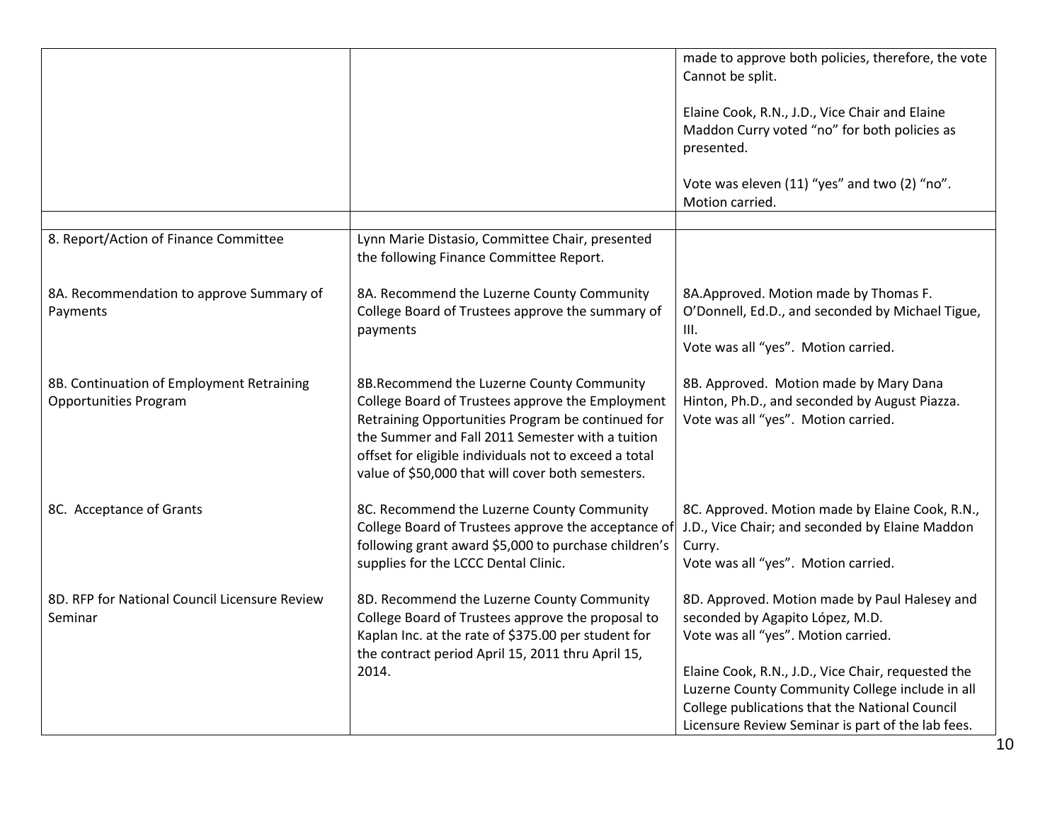| | | |
|---|---|---|
| | | made to approve both policies, therefore, the vote Cannot be split.<br><br>Elaine Cook, R.N., J.D., Vice Chair and Elaine Maddon Curry voted "no" for both policies as presented.<br><br>Vote was eleven (11) "yes" and two (2) "no". Motion carried. |
| | | |
| 8. Report/Action of Finance Committee | Lynn Marie Distasio, Committee Chair, presented the following Finance Committee Report. | |
| 8A. Recommendation to approve Summary of Payments | 8A. Recommend the Luzerne County Community College Board of Trustees approve the summary of payments | 8A.Approved. Motion made by Thomas F. O'Donnell, Ed.D., and seconded by Michael Tigue, III.<br>Vote was all "yes". Motion carried. |
| 8B. Continuation of Employment Retraining Opportunities Program | 8B.Recommend the Luzerne County Community College Board of Trustees approve the Employment Retraining Opportunities Program be continued for the Summer and Fall 2011 Semester with a tuition offset for eligible individuals not to exceed a total value of $50,000 that will cover both semesters. | 8B. Approved. Motion made by Mary Dana Hinton, Ph.D., and seconded by August Piazza. Vote was all "yes". Motion carried. |
| 8C. Acceptance of Grants | 8C. Recommend the Luzerne County Community College Board of Trustees approve the acceptance of following grant award $5,000 to purchase children's supplies for the LCCC Dental Clinic. | 8C. Approved. Motion made by Elaine Cook, R.N., J.D., Vice Chair; and seconded by Elaine Maddon Curry.<br>Vote was all "yes". Motion carried. |
| 8D. RFP for National Council Licensure Review Seminar | 8D. Recommend the Luzerne County Community College Board of Trustees approve the proposal to Kaplan Inc. at the rate of $375.00 per student for the contract period April 15, 2011 thru April 15, 2014. | 8D. Approved. Motion made by Paul Halesey and seconded by Agapito López, M.D.<br>Vote was all "yes". Motion carried.<br><br>Elaine Cook, R.N., J.D., Vice Chair, requested the Luzerne County Community College include in all College publications that the National Council Licensure Review Seminar is part of the lab fees. |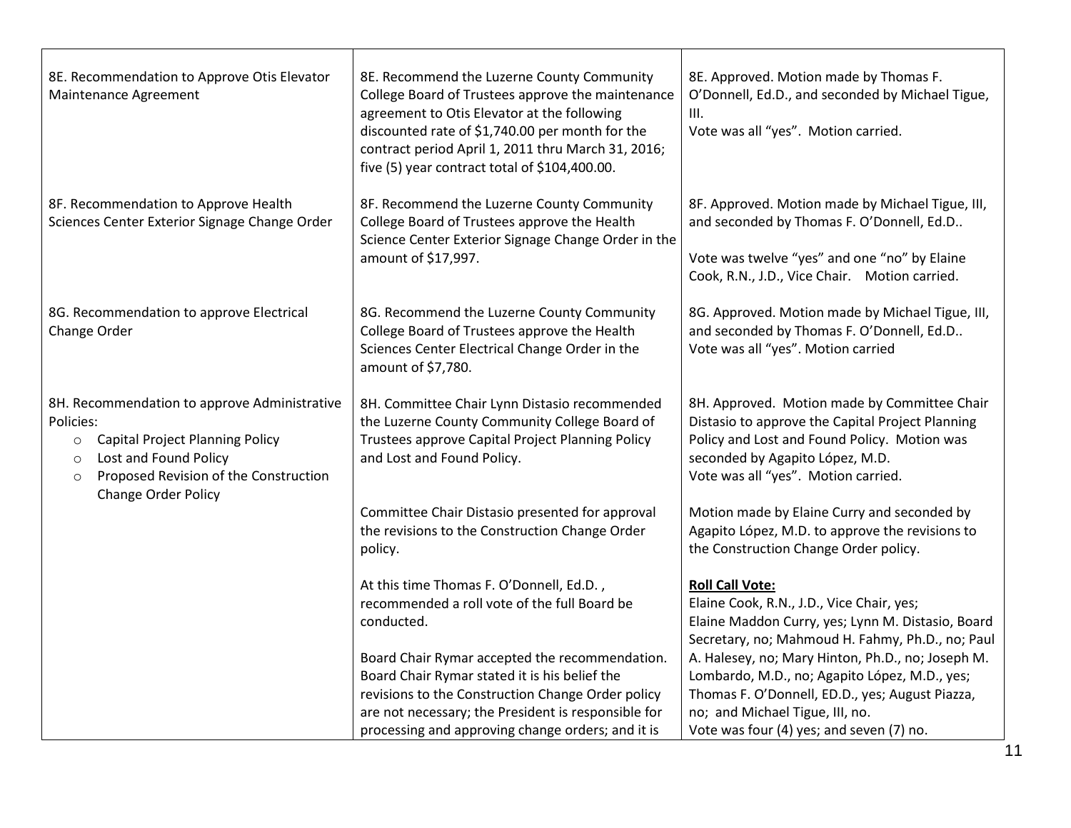| | | |
|---|---|---|
| 8E. Recommendation to Approve Otis Elevator Maintenance Agreement | 8E. Recommend the Luzerne County Community College Board of Trustees approve the maintenance agreement to Otis Elevator at the following discounted rate of $1,740.00 per month for the contract period April 1, 2011 thru March 31, 2016; five (5) year contract total of $104,400.00. | 8E. Approved. Motion made by Thomas F. O'Donnell, Ed.D., and seconded by Michael Tigue, III.<br>Vote was all "yes". Motion carried. |
| 8F. Recommendation to Approve Health Sciences Center Exterior Signage Change Order | 8F. Recommend the Luzerne County Community College Board of Trustees approve the Health Science Center Exterior Signage Change Order in the amount of $17,997. | 8F. Approved. Motion made by Michael Tigue, III, and seconded by Thomas F. O'Donnell, Ed.D..<br><br>Vote was twelve "yes" and one "no" by Elaine Cook, R.N., J.D., Vice Chair. Motion carried. |
| 8G. Recommendation to approve Electrical Change Order | 8G. Recommend the Luzerne County Community College Board of Trustees approve the Health Sciences Center Electrical Change Order in the amount of $7,780. | 8G. Approved. Motion made by Michael Tigue, III, and seconded by Thomas F. O'Donnell, Ed.D..<br>Vote was all "yes". Motion carried |
| 8H. Recommendation to approve Administrative Policies:<br>○ Capital Project Planning Policy<br>○ Lost and Found Policy<br>○ Proposed Revision of the Construction Change Order Policy | 8H. Committee Chair Lynn Distasio recommended the Luzerne County Community College Board of Trustees approve Capital Project Planning Policy and Lost and Found Policy.<br><br>Committee Chair Distasio presented for approval the revisions to the Construction Change Order policy.<br><br>At this time Thomas F. O'Donnell, Ed.D. , recommended a roll vote of the full Board be conducted.<br><br>Board Chair Rymar accepted the recommendation. Board Chair Rymar stated it is his belief the revisions to the Construction Change Order policy are not necessary; the President is responsible for processing and approving change orders; and it is | 8H. Approved. Motion made by Committee Chair Distasio to approve the Capital Project Planning Policy and Lost and Found Policy. Motion was seconded by Agapito López, M.D.<br>Vote was all "yes". Motion carried.<br><br>Motion made by Elaine Curry and seconded by Agapito López, M.D. to approve the revisions to the Construction Change Order policy.<br><br>**Roll Call Vote:**<br>Elaine Cook, R.N., J.D., Vice Chair, yes; Elaine Maddon Curry, yes; Lynn M. Distasio, Board Secretary, no; Mahmoud H. Fahmy, Ph.D., no; Paul A. Halesey, no; Mary Hinton, Ph.D., no; Joseph M. Lombardo, M.D., no; Agapito López, M.D., yes; Thomas F. O'Donnell, ED.D., yes; August Piazza, no; and Michael Tigue, III, no.<br>Vote was four (4) yes; and seven (7) no. |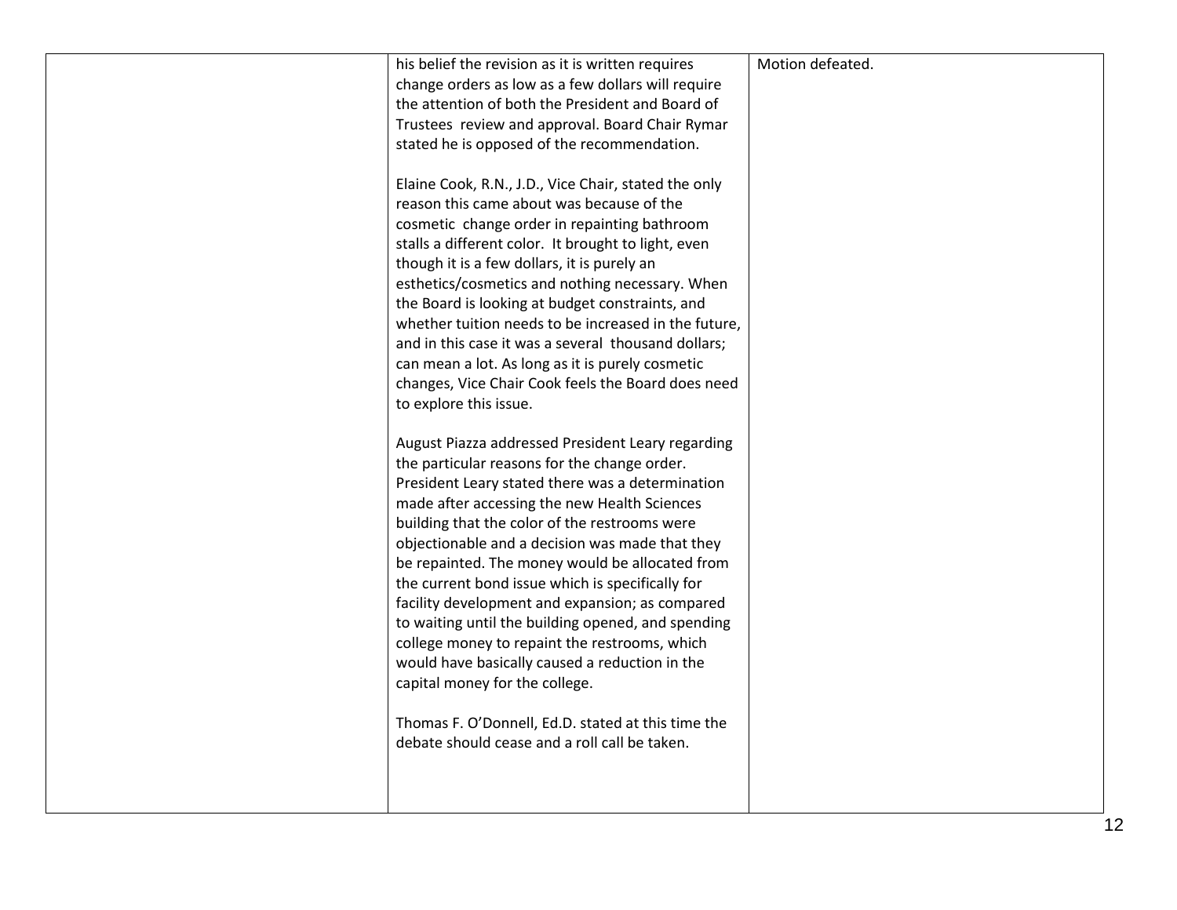| | | |
|---|---|---|
| | his belief the revision as it is written requires change orders as low as a few dollars will require the attention of both the President and Board of Trustees review and approval. Board Chair Rymar stated he is opposed of the recommendation.<br><br>Elaine Cook, R.N., J.D., Vice Chair, stated the only reason this came about was because of the cosmetic change order in repainting bathroom stalls a different color. It brought to light, even though it is a few dollars, it is purely an esthetics/cosmetics and nothing necessary. When the Board is looking at budget constraints, and whether tuition needs to be increased in the future, and in this case it was a several thousand dollars; can mean a lot. As long as it is purely cosmetic changes, Vice Chair Cook feels the Board does need to explore this issue.<br><br>August Piazza addressed President Leary regarding the particular reasons for the change order. President Leary stated there was a determination made after accessing the new Health Sciences building that the color of the restrooms were objectionable and a decision was made that they be repainted. The money would be allocated from the current bond issue which is specifically for facility development and expansion; as compared to waiting until the building opened, and spending college money to repaint the restrooms, which would have basically caused a reduction in the capital money for the college.<br><br>Thomas F. O'Donnell, Ed.D. stated at this time the debate should cease and a roll call be taken. | Motion defeated. |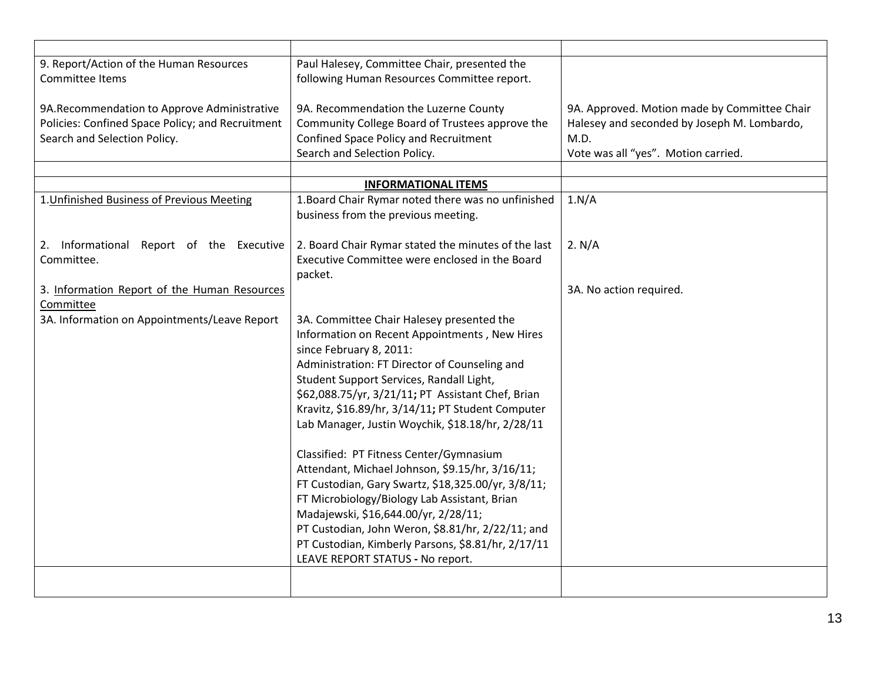| | | |
|---|---|---|
| 9. Report/Action of the Human Resources Committee Items | Paul Halesey, Committee Chair, presented the following Human Resources Committee report. | |
| 9A.Recommendation to Approve Administrative Policies: Confined Space Policy; and Recruitment Search and Selection Policy. | 9A. Recommendation the Luzerne County Community College Board of Trustees approve the Confined Space Policy and Recruitment Search and Selection Policy. | 9A. Approved. Motion made by Committee Chair Halesey and seconded by Joseph M. Lombardo, M.D. Vote was all "yes". Motion carried. |
| | | |
| | **INFORMATIONAL ITEMS** | |
| 1.Unfinished Business of Previous Meeting | 1.Board Chair Rymar noted there was no unfinished business from the previous meeting. | 1.N/A |
| 2. Informational Report of the Executive Committee. | 2. Board Chair Rymar stated the minutes of the last Executive Committee were enclosed in the Board packet. | 2. N/A |
| 3. Information Report of the Human Resources Committee<br>3A. Information on Appointments/Leave Report | 3A. Committee Chair Halesey presented the Information on Recent Appointments , New Hires since February 8, 2011:<br>Administration: FT Director of Counseling and Student Support Services, Randall Light, $62,088.75/yr, 3/21/11**;** PT Assistant Chef, Brian Kravitz, $16.89/hr, 3/14/11**;** PT Student Computer Lab Manager, Justin Woychik, $18.18/hr, 2/28/11<br><br>Classified: PT Fitness Center/Gymnasium Attendant, Michael Johnson, $9.15/hr, 3/16/11; FT Custodian, Gary Swartz, $18,325.00/yr, 3/8/11; FT Microbiology/Biology Lab Assistant, Brian Madajewski, $16,644.00/yr, 2/28/11;<br>PT Custodian, John Weron, $8.81/hr, 2/22/11; and PT Custodian, Kimberly Parsons, $8.81/hr, 2/17/11<br>LEAVE REPORT STATUS **-** No report. | 3A. No action required. |
| | | |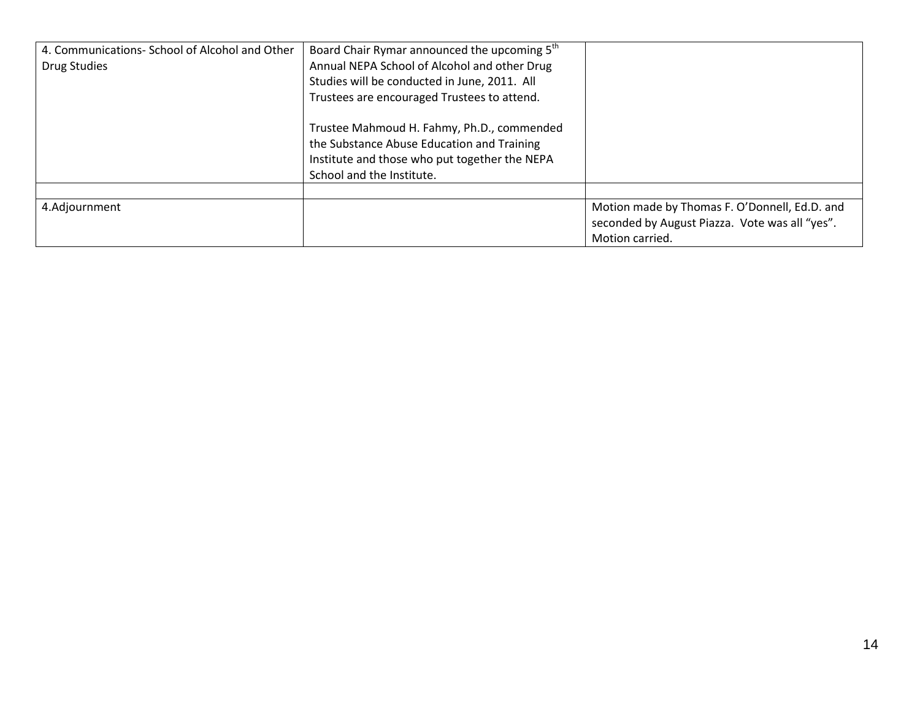| | | |
|---|---|---|
| 4. Communications- School of Alcohol and Other Drug Studies | Board Chair Rymar announced the upcoming 5th Annual NEPA School of Alcohol and other Drug Studies will be conducted in June, 2011. All Trustees are encouraged Trustees to attend.<br><br>Trustee Mahmoud H. Fahmy, Ph.D., commended the Substance Abuse Education and Training Institute and those who put together the NEPA School and the Institute. | |
| | | |
| 4.Adjournment | | Motion made by Thomas F. O'Donnell, Ed.D. and seconded by August Piazza. Vote was all "yes". Motion carried. |